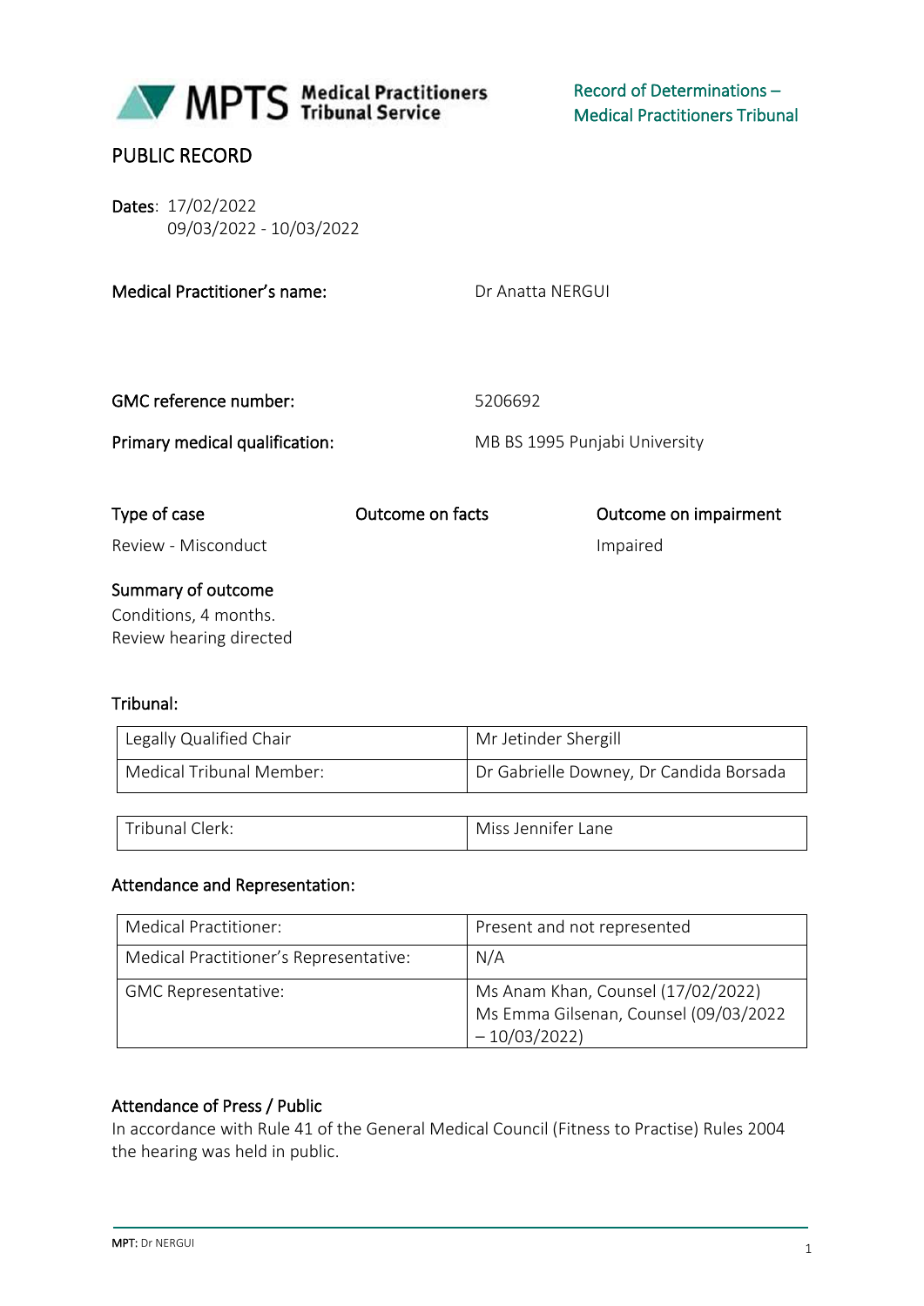MPTS Medical Practitioners Tribunal Service

Record of Determinations – Medical Practitioners Tribunal

PUBLIC RECORD

**Dates**: 17/02/2022
09/03/2022 - 10/03/2022

| | |
|---|---|
| **Medical Practitioner's name:** | Dr Anatta NERGUI |
| **GMC reference number:** | 5206692 |
| **Primary medical qualification:** | MB BS 1995 Punjabi University |

| Type of case | Outcome on facts | Outcome on impairment |
|---|---|---|
| Review - Misconduct | | Impaired |

**Summary of outcome**

Conditions, 4 months.
Review hearing directed

**Tribunal:**

| | |
|---|---|
| Legally Qualified Chair | Mr Jetinder Shergill |
| Medical Tribunal Member: | Dr Gabrielle Downey, Dr Candida Borsada |

| | |
|---|---|
| Tribunal Clerk: | Miss Jennifer Lane |

**Attendance and Representation:**

| | |
|---|---|
| Medical Practitioner: | Present and not represented |
| Medical Practitioner's Representative: | N/A |
| GMC Representative: | Ms Anam Khan, Counsel (17/02/2022) Ms Emma Gilsenan, Counsel (09/03/2022 – 10/03/2022) |

**Attendance of Press / Public**

In accordance with Rule 41 of the General Medical Council (Fitness to Practise) Rules 2004 the hearing was held in public.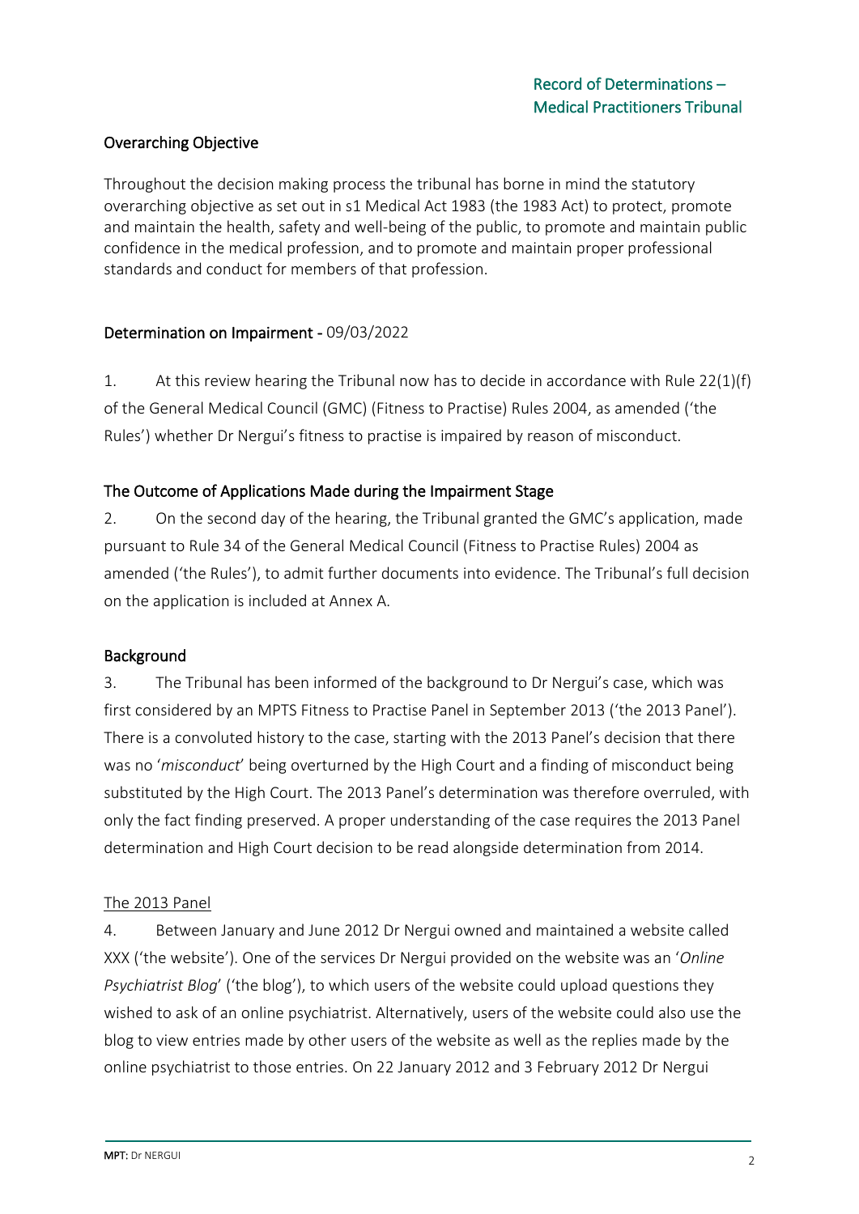## Overarching Objective

Throughout the decision making process the tribunal has borne in mind the statutory overarching objective as set out in s1 Medical Act 1983 (the 1983 Act) to protect, promote and maintain the health, safety and well-being of the public, to promote and maintain public confidence in the medical profession, and to promote and maintain proper professional standards and conduct for members of that profession.

## Determination on Impairment - 09/03/2022

1. At this review hearing the Tribunal now has to decide in accordance with Rule 22(1)(f) of the General Medical Council (GMC) (Fitness to Practise) Rules 2004, as amended ('the Rules') whether Dr Nergui's fitness to practise is impaired by reason of misconduct.

## The Outcome of Applications Made during the Impairment Stage

2. On the second day of the hearing, the Tribunal granted the GMC's application, made pursuant to Rule 34 of the General Medical Council (Fitness to Practise Rules) 2004 as amended ('the Rules'), to admit further documents into evidence. The Tribunal's full decision on the application is included at Annex A.

## Background

3. The Tribunal has been informed of the background to Dr Nergui's case, which was first considered by an MPTS Fitness to Practise Panel in September 2013 ('the 2013 Panel'). There is a convoluted history to the case, starting with the 2013 Panel's decision that there was no '*misconduct*' being overturned by the High Court and a finding of misconduct being substituted by the High Court. The 2013 Panel's determination was therefore overruled, with only the fact finding preserved. A proper understanding of the case requires the 2013 Panel determination and High Court decision to be read alongside determination from 2014.

### The 2013 Panel

4. Between January and June 2012 Dr Nergui owned and maintained a website called XXX ('the website'). One of the services Dr Nergui provided on the website was an '*Online Psychiatrist Blog*' ('the blog'), to which users of the website could upload questions they wished to ask of an online psychiatrist. Alternatively, users of the website could also use the blog to view entries made by other users of the website as well as the replies made by the online psychiatrist to those entries. On 22 January 2012 and 3 February 2012 Dr Nergui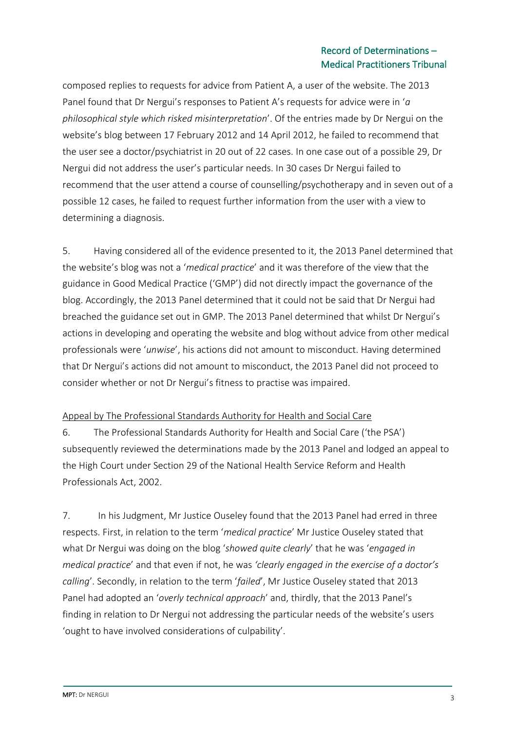composed replies to requests for advice from Patient A, a user of the website. The 2013 Panel found that Dr Nergui's responses to Patient A's requests for advice were in '*a philosophical style which risked misinterpretation*'. Of the entries made by Dr Nergui on the website's blog between 17 February 2012 and 14 April 2012, he failed to recommend that the user see a doctor/psychiatrist in 20 out of 22 cases. In one case out of a possible 29, Dr Nergui did not address the user's particular needs. In 30 cases Dr Nergui failed to recommend that the user attend a course of counselling/psychotherapy and in seven out of a possible 12 cases, he failed to request further information from the user with a view to determining a diagnosis.

5. Having considered all of the evidence presented to it, the 2013 Panel determined that the website's blog was not a '*medical practice*' and it was therefore of the view that the guidance in Good Medical Practice ('GMP') did not directly impact the governance of the blog. Accordingly, the 2013 Panel determined that it could not be said that Dr Nergui had breached the guidance set out in GMP. The 2013 Panel determined that whilst Dr Nergui's actions in developing and operating the website and blog without advice from other medical professionals were '*unwise*', his actions did not amount to misconduct. Having determined that Dr Nergui's actions did not amount to misconduct, the 2013 Panel did not proceed to consider whether or not Dr Nergui's fitness to practise was impaired.

<u>Appeal by The Professional Standards Authority for Health and Social Care</u>

6. The Professional Standards Authority for Health and Social Care ('the PSA') subsequently reviewed the determinations made by the 2013 Panel and lodged an appeal to the High Court under Section 29 of the National Health Service Reform and Health Professionals Act, 2002.

7. In his Judgment, Mr Justice Ouseley found that the 2013 Panel had erred in three respects. First, in relation to the term '*medical practice*' Mr Justice Ouseley stated that what Dr Nergui was doing on the blog '*showed quite clearly*' that he was '*engaged in medical practice*' and that even if not, he was *'clearly engaged in the exercise of a doctor's calling*'. Secondly, in relation to the term '*failed*', Mr Justice Ouseley stated that 2013 Panel had adopted an '*overly technical approach*' and, thirdly, that the 2013 Panel's finding in relation to Dr Nergui not addressing the particular needs of the website's users 'ought to have involved considerations of culpability'.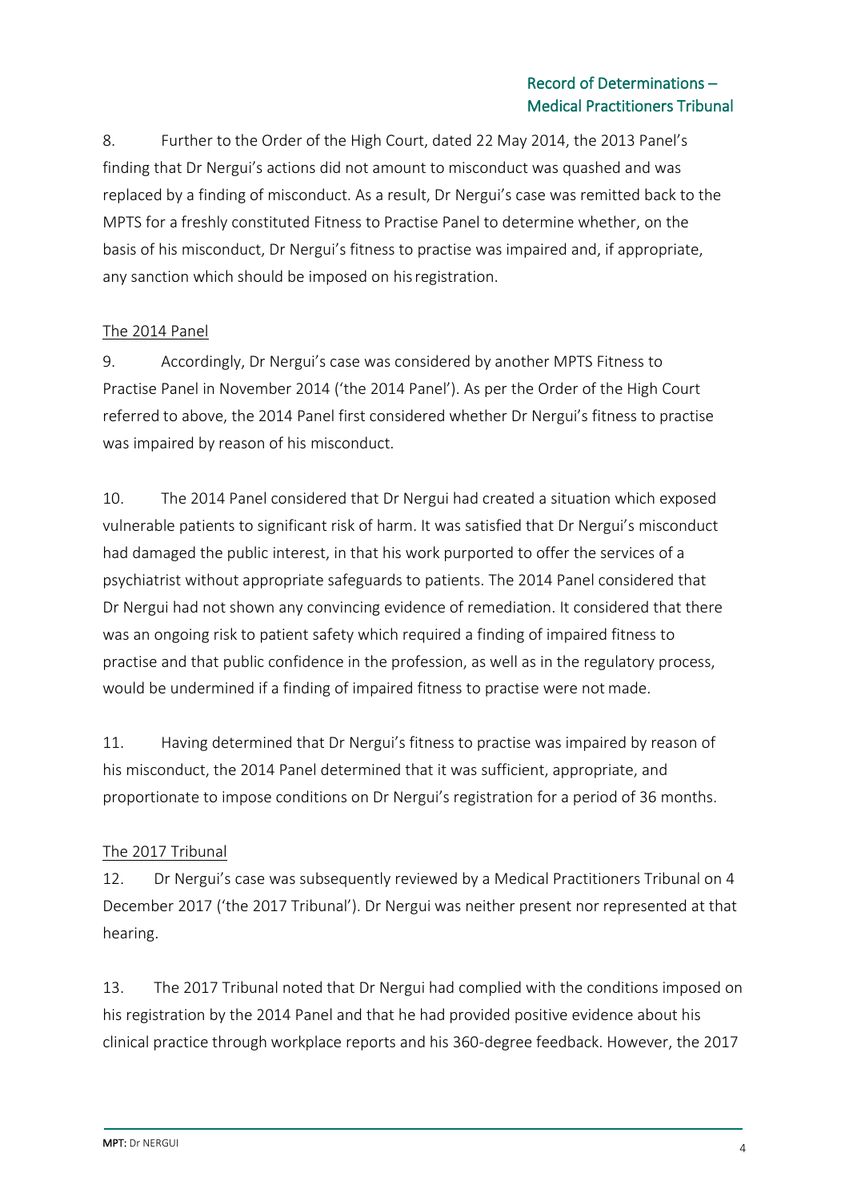8. Further to the Order of the High Court, dated 22 May 2014, the 2013 Panel's finding that Dr Nergui's actions did not amount to misconduct was quashed and was replaced by a finding of misconduct. As a result, Dr Nergui's case was remitted back to the MPTS for a freshly constituted Fitness to Practise Panel to determine whether, on the basis of his misconduct, Dr Nergui's fitness to practise was impaired and, if appropriate, any sanction which should be imposed on his registration.

<u>The 2014 Panel</u>

9. Accordingly, Dr Nergui's case was considered by another MPTS Fitness to Practise Panel in November 2014 ('the 2014 Panel'). As per the Order of the High Court referred to above, the 2014 Panel first considered whether Dr Nergui's fitness to practise was impaired by reason of his misconduct.

10. The 2014 Panel considered that Dr Nergui had created a situation which exposed vulnerable patients to significant risk of harm. It was satisfied that Dr Nergui's misconduct had damaged the public interest, in that his work purported to offer the services of a psychiatrist without appropriate safeguards to patients. The 2014 Panel considered that Dr Nergui had not shown any convincing evidence of remediation. It considered that there was an ongoing risk to patient safety which required a finding of impaired fitness to practise and that public confidence in the profession, as well as in the regulatory process, would be undermined if a finding of impaired fitness to practise were not made.

11. Having determined that Dr Nergui's fitness to practise was impaired by reason of his misconduct, the 2014 Panel determined that it was sufficient, appropriate, and proportionate to impose conditions on Dr Nergui's registration for a period of 36 months.

<u>The 2017 Tribunal</u>

12. Dr Nergui's case was subsequently reviewed by a Medical Practitioners Tribunal on 4 December 2017 ('the 2017 Tribunal'). Dr Nergui was neither present nor represented at that hearing.

13. The 2017 Tribunal noted that Dr Nergui had complied with the conditions imposed on his registration by the 2014 Panel and that he had provided positive evidence about his clinical practice through workplace reports and his 360-degree feedback. However, the 2017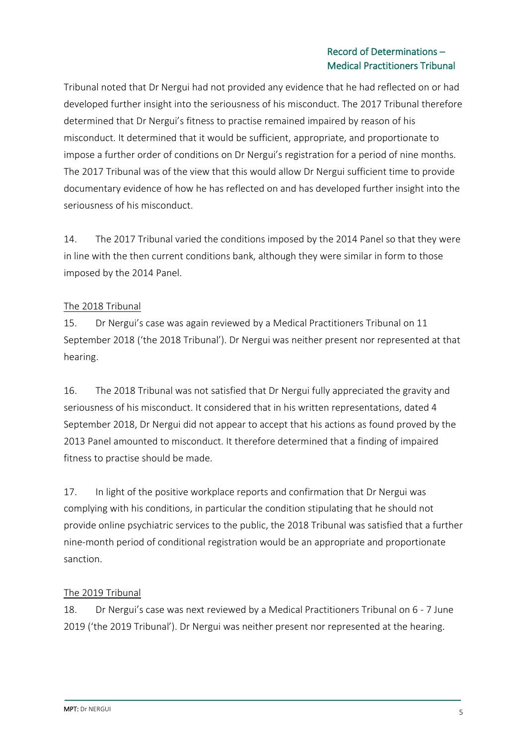Tribunal noted that Dr Nergui had not provided any evidence that he had reflected on or had developed further insight into the seriousness of his misconduct. The 2017 Tribunal therefore determined that Dr Nergui's fitness to practise remained impaired by reason of his misconduct. It determined that it would be sufficient, appropriate, and proportionate to impose a further order of conditions on Dr Nergui's registration for a period of nine months. The 2017 Tribunal was of the view that this would allow Dr Nergui sufficient time to provide documentary evidence of how he has reflected on and has developed further insight into the seriousness of his misconduct.

14. The 2017 Tribunal varied the conditions imposed by the 2014 Panel so that they were in line with the then current conditions bank, although they were similar in form to those imposed by the 2014 Panel.

<u>The 2018 Tribunal</u>

15. Dr Nergui's case was again reviewed by a Medical Practitioners Tribunal on 11 September 2018 ('the 2018 Tribunal'). Dr Nergui was neither present nor represented at that hearing.

16. The 2018 Tribunal was not satisfied that Dr Nergui fully appreciated the gravity and seriousness of his misconduct. It considered that in his written representations, dated 4 September 2018, Dr Nergui did not appear to accept that his actions as found proved by the 2013 Panel amounted to misconduct. It therefore determined that a finding of impaired fitness to practise should be made.

17. In light of the positive workplace reports and confirmation that Dr Nergui was complying with his conditions, in particular the condition stipulating that he should not provide online psychiatric services to the public, the 2018 Tribunal was satisfied that a further nine-month period of conditional registration would be an appropriate and proportionate sanction.

<u>The 2019 Tribunal</u>

18. Dr Nergui's case was next reviewed by a Medical Practitioners Tribunal on 6 - 7 June 2019 ('the 2019 Tribunal'). Dr Nergui was neither present nor represented at the hearing.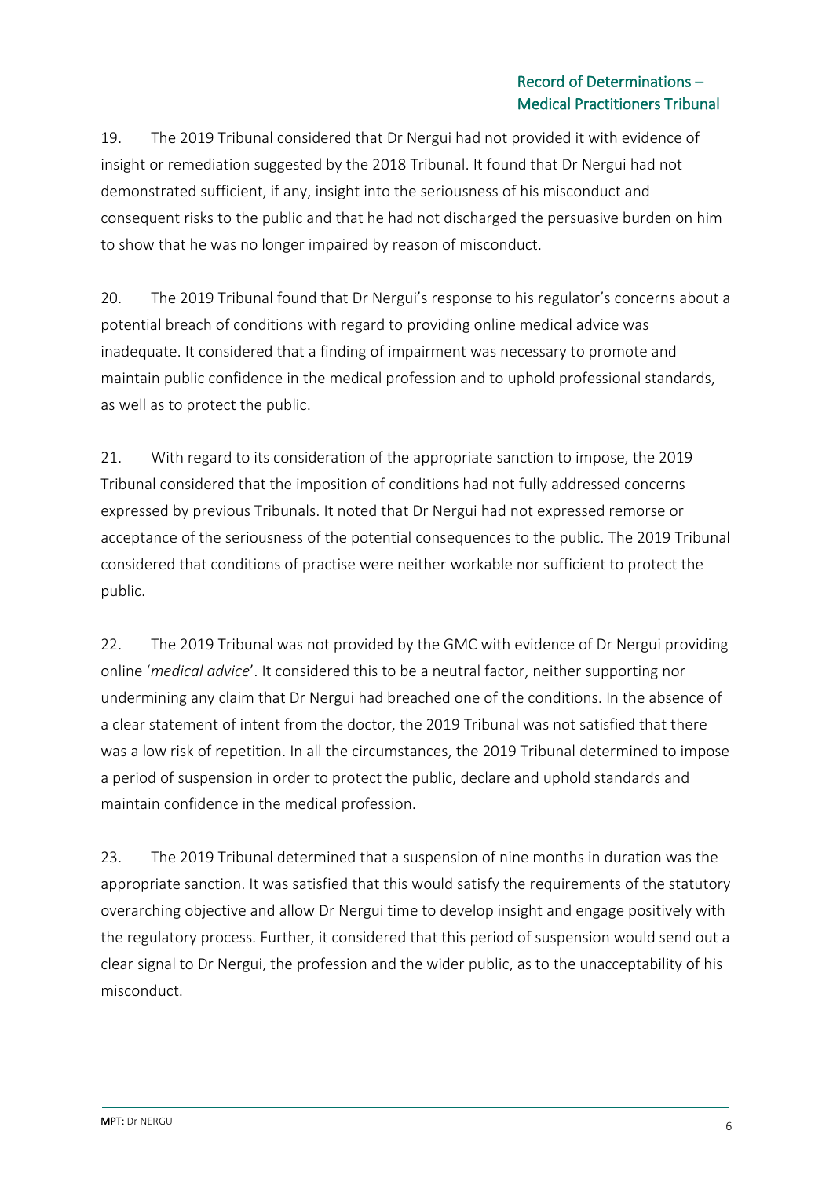19. The 2019 Tribunal considered that Dr Nergui had not provided it with evidence of insight or remediation suggested by the 2018 Tribunal. It found that Dr Nergui had not demonstrated sufficient, if any, insight into the seriousness of his misconduct and consequent risks to the public and that he had not discharged the persuasive burden on him to show that he was no longer impaired by reason of misconduct.

20. The 2019 Tribunal found that Dr Nergui's response to his regulator's concerns about a potential breach of conditions with regard to providing online medical advice was inadequate. It considered that a finding of impairment was necessary to promote and maintain public confidence in the medical profession and to uphold professional standards, as well as to protect the public.

21. With regard to its consideration of the appropriate sanction to impose, the 2019 Tribunal considered that the imposition of conditions had not fully addressed concerns expressed by previous Tribunals. It noted that Dr Nergui had not expressed remorse or acceptance of the seriousness of the potential consequences to the public. The 2019 Tribunal considered that conditions of practise were neither workable nor sufficient to protect the public.

22. The 2019 Tribunal was not provided by the GMC with evidence of Dr Nergui providing online '*medical advice*'. It considered this to be a neutral factor, neither supporting nor undermining any claim that Dr Nergui had breached one of the conditions. In the absence of a clear statement of intent from the doctor, the 2019 Tribunal was not satisfied that there was a low risk of repetition. In all the circumstances, the 2019 Tribunal determined to impose a period of suspension in order to protect the public, declare and uphold standards and maintain confidence in the medical profession.

23. The 2019 Tribunal determined that a suspension of nine months in duration was the appropriate sanction. It was satisfied that this would satisfy the requirements of the statutory overarching objective and allow Dr Nergui time to develop insight and engage positively with the regulatory process. Further, it considered that this period of suspension would send out a clear signal to Dr Nergui, the profession and the wider public, as to the unacceptability of his misconduct.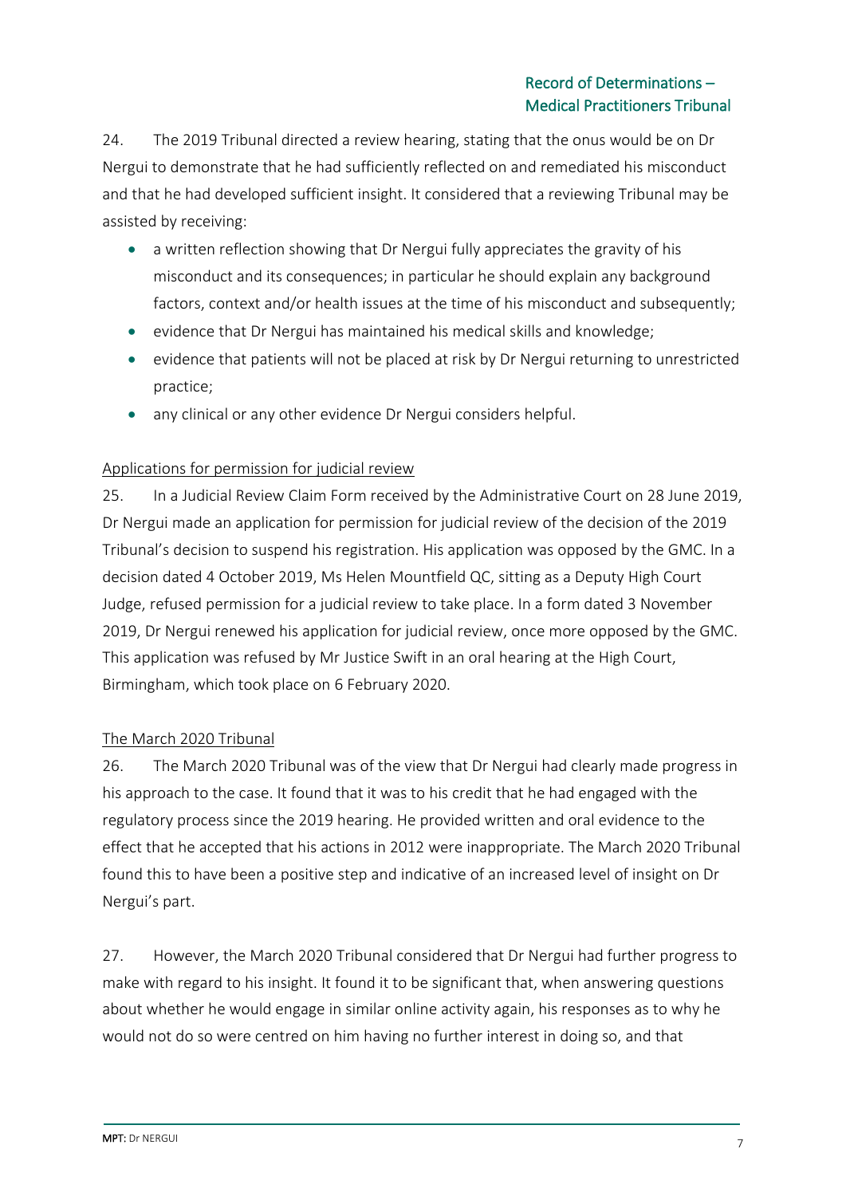24. The 2019 Tribunal directed a review hearing, stating that the onus would be on Dr Nergui to demonstrate that he had sufficiently reflected on and remediated his misconduct and that he had developed sufficient insight. It considered that a reviewing Tribunal may be assisted by receiving:

- a written reflection showing that Dr Nergui fully appreciates the gravity of his misconduct and its consequences; in particular he should explain any background factors, context and/or health issues at the time of his misconduct and subsequently;
- evidence that Dr Nergui has maintained his medical skills and knowledge;
- evidence that patients will not be placed at risk by Dr Nergui returning to unrestricted practice;
- any clinical or any other evidence Dr Nergui considers helpful.

<u>Applications for permission for judicial review</u>

25. In a Judicial Review Claim Form received by the Administrative Court on 28 June 2019, Dr Nergui made an application for permission for judicial review of the decision of the 2019 Tribunal's decision to suspend his registration. His application was opposed by the GMC. In a decision dated 4 October 2019, Ms Helen Mountfield QC, sitting as a Deputy High Court Judge, refused permission for a judicial review to take place. In a form dated 3 November 2019, Dr Nergui renewed his application for judicial review, once more opposed by the GMC. This application was refused by Mr Justice Swift in an oral hearing at the High Court, Birmingham, which took place on 6 February 2020.

<u>The March 2020 Tribunal</u>

26. The March 2020 Tribunal was of the view that Dr Nergui had clearly made progress in his approach to the case. It found that it was to his credit that he had engaged with the regulatory process since the 2019 hearing. He provided written and oral evidence to the effect that he accepted that his actions in 2012 were inappropriate. The March 2020 Tribunal found this to have been a positive step and indicative of an increased level of insight on Dr Nergui's part.

27. However, the March 2020 Tribunal considered that Dr Nergui had further progress to make with regard to his insight. It found it to be significant that, when answering questions about whether he would engage in similar online activity again, his responses as to why he would not do so were centred on him having no further interest in doing so, and that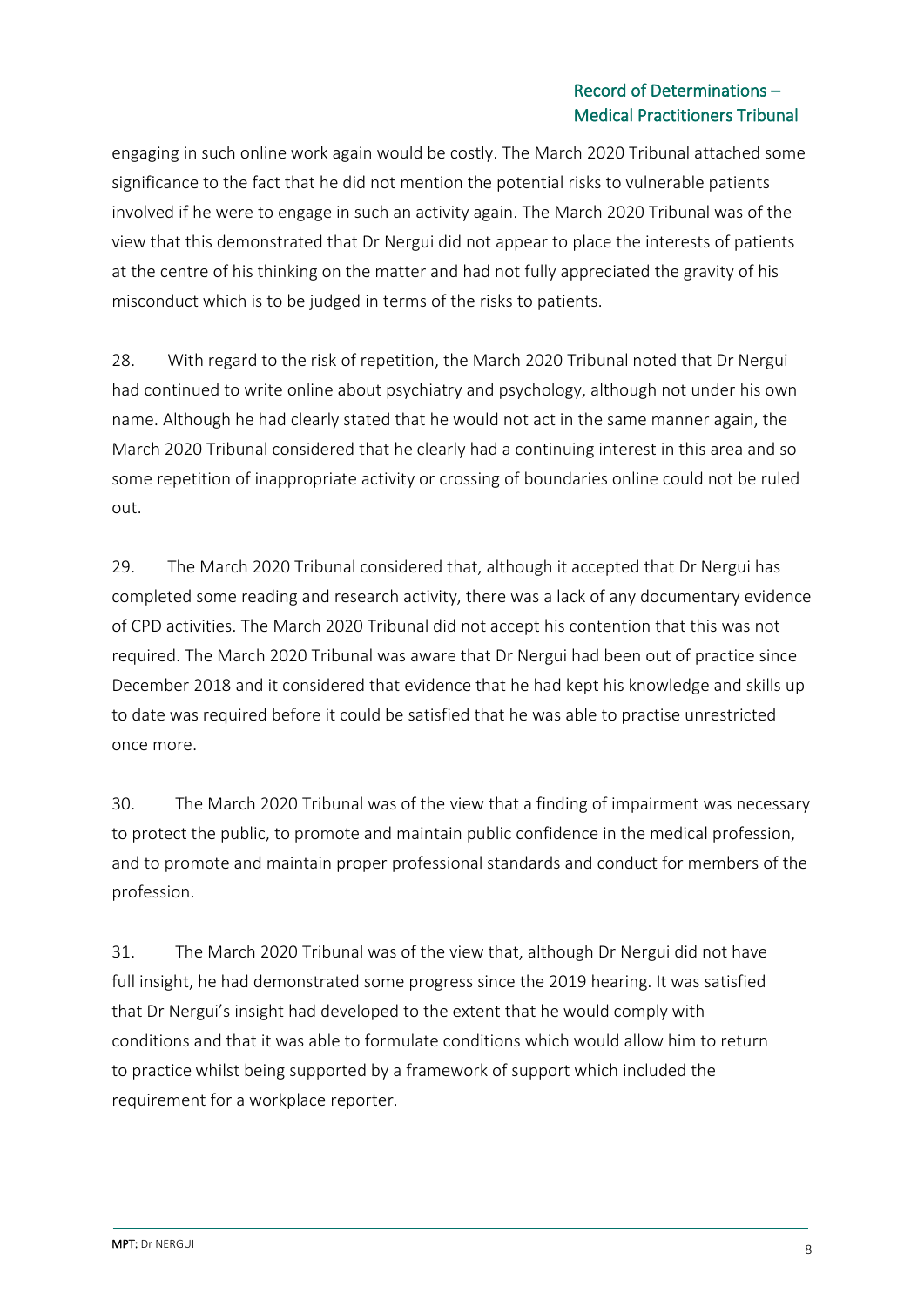engaging in such online work again would be costly. The March 2020 Tribunal attached some significance to the fact that he did not mention the potential risks to vulnerable patients involved if he were to engage in such an activity again. The March 2020 Tribunal was of the view that this demonstrated that Dr Nergui did not appear to place the interests of patients at the centre of his thinking on the matter and had not fully appreciated the gravity of his misconduct which is to be judged in terms of the risks to patients.

28. With regard to the risk of repetition, the March 2020 Tribunal noted that Dr Nergui had continued to write online about psychiatry and psychology, although not under his own name. Although he had clearly stated that he would not act in the same manner again, the March 2020 Tribunal considered that he clearly had a continuing interest in this area and so some repetition of inappropriate activity or crossing of boundaries online could not be ruled out.

29. The March 2020 Tribunal considered that, although it accepted that Dr Nergui has completed some reading and research activity, there was a lack of any documentary evidence of CPD activities. The March 2020 Tribunal did not accept his contention that this was not required. The March 2020 Tribunal was aware that Dr Nergui had been out of practice since December 2018 and it considered that evidence that he had kept his knowledge and skills up to date was required before it could be satisfied that he was able to practise unrestricted once more.

30. The March 2020 Tribunal was of the view that a finding of impairment was necessary to protect the public, to promote and maintain public confidence in the medical profession, and to promote and maintain proper professional standards and conduct for members of the profession.

31. The March 2020 Tribunal was of the view that, although Dr Nergui did not have full insight, he had demonstrated some progress since the 2019 hearing. It was satisfied that Dr Nergui's insight had developed to the extent that he would comply with conditions and that it was able to formulate conditions which would allow him to return to practice whilst being supported by a framework of support which included the requirement for a workplace reporter.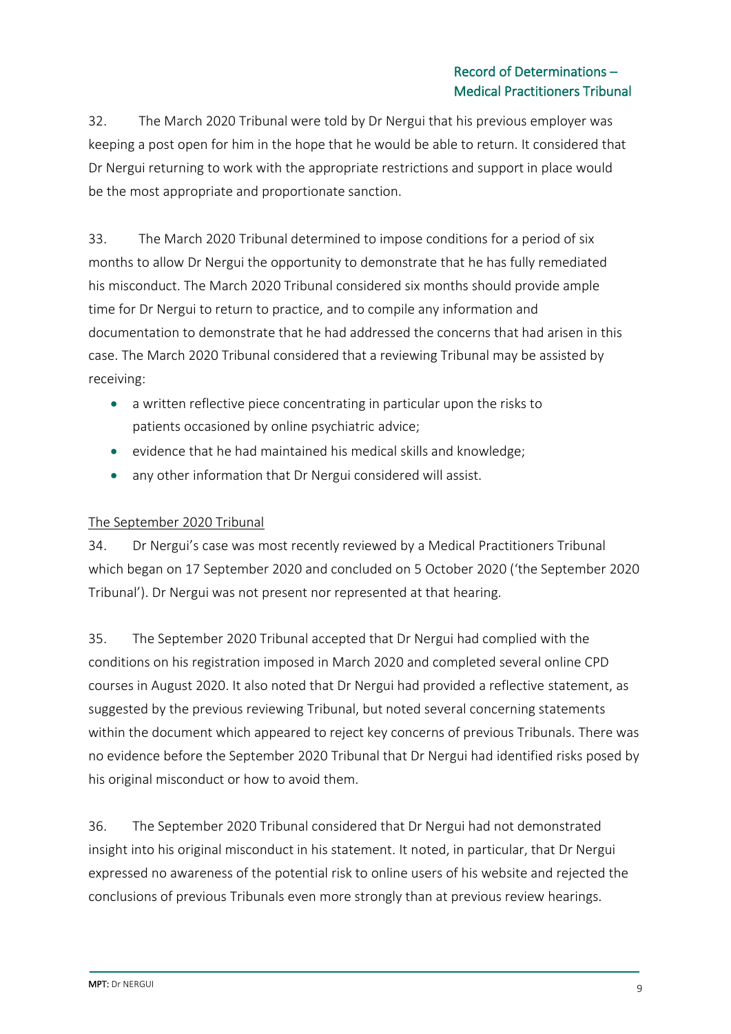32. The March 2020 Tribunal were told by Dr Nergui that his previous employer was keeping a post open for him in the hope that he would be able to return. It considered that Dr Nergui returning to work with the appropriate restrictions and support in place would be the most appropriate and proportionate sanction.

33. The March 2020 Tribunal determined to impose conditions for a period of six months to allow Dr Nergui the opportunity to demonstrate that he has fully remediated his misconduct. The March 2020 Tribunal considered six months should provide ample time for Dr Nergui to return to practice, and to compile any information and documentation to demonstrate that he had addressed the concerns that had arisen in this case. The March 2020 Tribunal considered that a reviewing Tribunal may be assisted by receiving:

- a written reflective piece concentrating in particular upon the risks to patients occasioned by online psychiatric advice;
- evidence that he had maintained his medical skills and knowledge;
- any other information that Dr Nergui considered will assist.

<u>The September 2020 Tribunal</u>

34. Dr Nergui's case was most recently reviewed by a Medical Practitioners Tribunal which began on 17 September 2020 and concluded on 5 October 2020 ('the September 2020 Tribunal'). Dr Nergui was not present nor represented at that hearing.

35. The September 2020 Tribunal accepted that Dr Nergui had complied with the conditions on his registration imposed in March 2020 and completed several online CPD courses in August 2020. It also noted that Dr Nergui had provided a reflective statement, as suggested by the previous reviewing Tribunal, but noted several concerning statements within the document which appeared to reject key concerns of previous Tribunals. There was no evidence before the September 2020 Tribunal that Dr Nergui had identified risks posed by his original misconduct or how to avoid them.

36. The September 2020 Tribunal considered that Dr Nergui had not demonstrated insight into his original misconduct in his statement. It noted, in particular, that Dr Nergui expressed no awareness of the potential risk to online users of his website and rejected the conclusions of previous Tribunals even more strongly than at previous review hearings.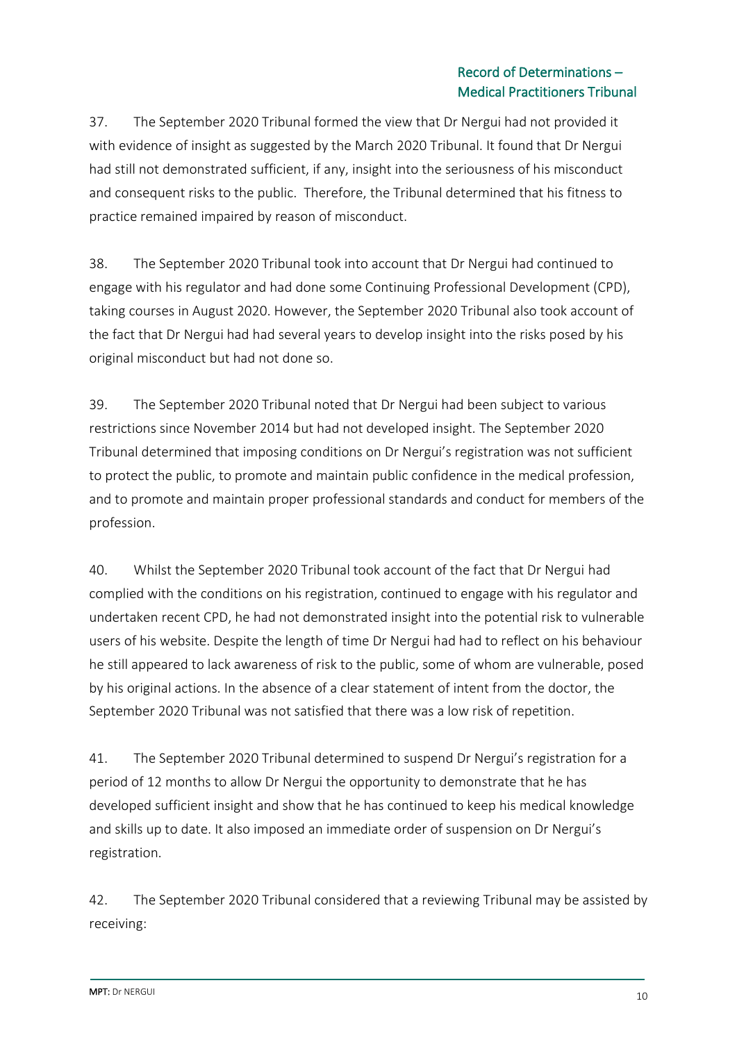37. The September 2020 Tribunal formed the view that Dr Nergui had not provided it with evidence of insight as suggested by the March 2020 Tribunal. It found that Dr Nergui had still not demonstrated sufficient, if any, insight into the seriousness of his misconduct and consequent risks to the public. Therefore, the Tribunal determined that his fitness to practice remained impaired by reason of misconduct.

38. The September 2020 Tribunal took into account that Dr Nergui had continued to engage with his regulator and had done some Continuing Professional Development (CPD), taking courses in August 2020. However, the September 2020 Tribunal also took account of the fact that Dr Nergui had had several years to develop insight into the risks posed by his original misconduct but had not done so.

39. The September 2020 Tribunal noted that Dr Nergui had been subject to various restrictions since November 2014 but had not developed insight. The September 2020 Tribunal determined that imposing conditions on Dr Nergui's registration was not sufficient to protect the public, to promote and maintain public confidence in the medical profession, and to promote and maintain proper professional standards and conduct for members of the profession.

40. Whilst the September 2020 Tribunal took account of the fact that Dr Nergui had complied with the conditions on his registration, continued to engage with his regulator and undertaken recent CPD, he had not demonstrated insight into the potential risk to vulnerable users of his website. Despite the length of time Dr Nergui had had to reflect on his behaviour he still appeared to lack awareness of risk to the public, some of whom are vulnerable, posed by his original actions. In the absence of a clear statement of intent from the doctor, the September 2020 Tribunal was not satisfied that there was a low risk of repetition.

41. The September 2020 Tribunal determined to suspend Dr Nergui's registration for a period of 12 months to allow Dr Nergui the opportunity to demonstrate that he has developed sufficient insight and show that he has continued to keep his medical knowledge and skills up to date. It also imposed an immediate order of suspension on Dr Nergui's registration.

42. The September 2020 Tribunal considered that a reviewing Tribunal may be assisted by receiving: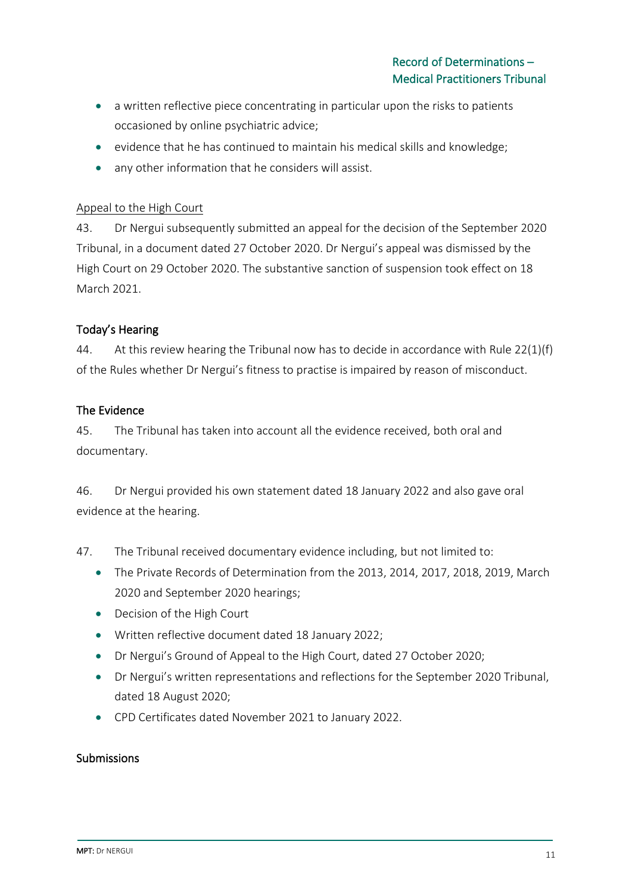- a written reflective piece concentrating in particular upon the risks to patients occasioned by online psychiatric advice;
- evidence that he has continued to maintain his medical skills and knowledge;
- any other information that he considers will assist.

Appeal to the High Court

43. Dr Nergui subsequently submitted an appeal for the decision of the September 2020 Tribunal, in a document dated 27 October 2020. Dr Nergui's appeal was dismissed by the High Court on 29 October 2020. The substantive sanction of suspension took effect on 18 March 2021.

## Today's Hearing

44. At this review hearing the Tribunal now has to decide in accordance with Rule 22(1)(f) of the Rules whether Dr Nergui's fitness to practise is impaired by reason of misconduct.

## The Evidence

45. The Tribunal has taken into account all the evidence received, both oral and documentary.

46. Dr Nergui provided his own statement dated 18 January 2022 and also gave oral evidence at the hearing.

47. The Tribunal received documentary evidence including, but not limited to:

- The Private Records of Determination from the 2013, 2014, 2017, 2018, 2019, March 2020 and September 2020 hearings;
- Decision of the High Court
- Written reflective document dated 18 January 2022;
- Dr Nergui's Ground of Appeal to the High Court, dated 27 October 2020;
- Dr Nergui's written representations and reflections for the September 2020 Tribunal, dated 18 August 2020;
- CPD Certificates dated November 2021 to January 2022.

## Submissions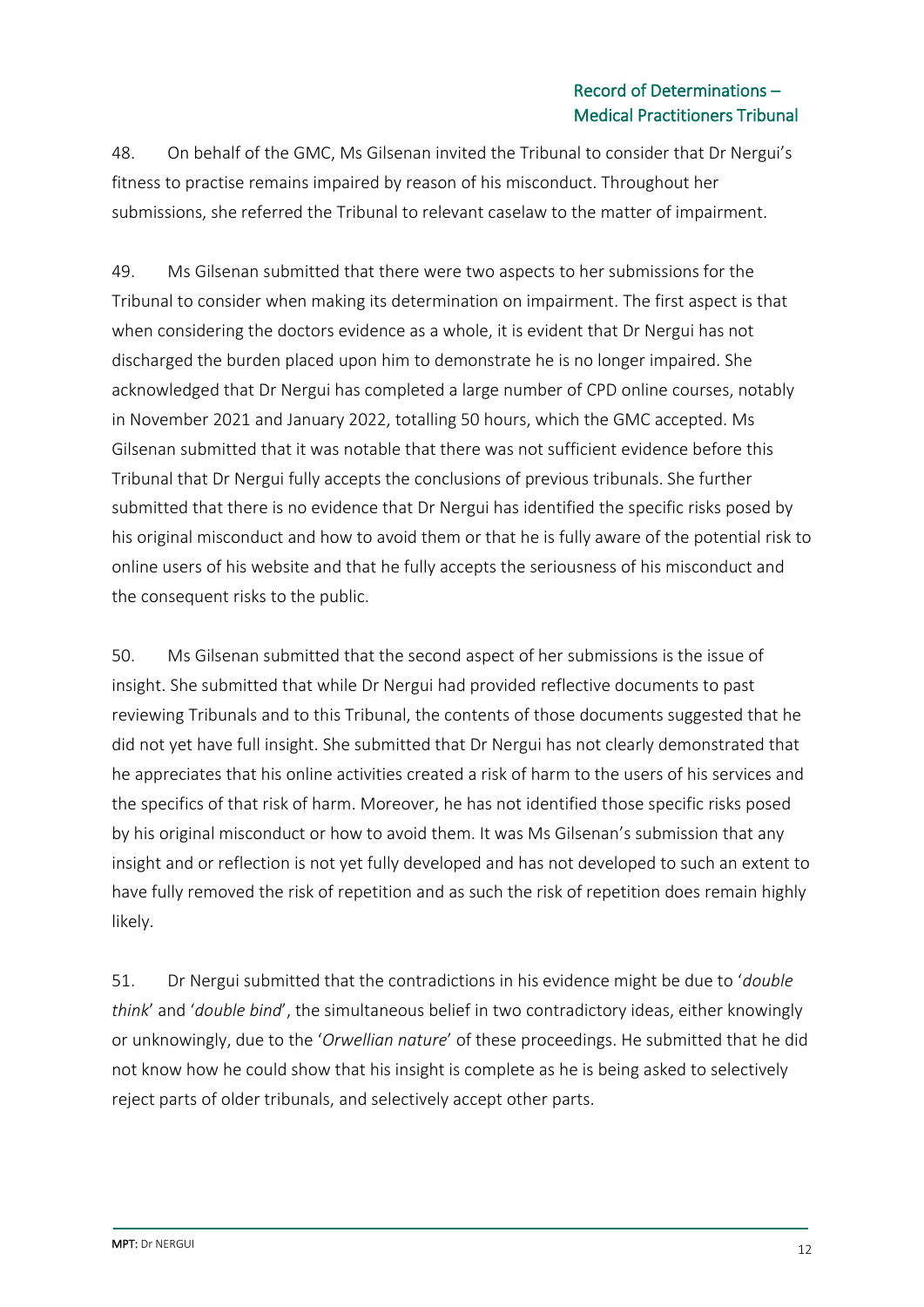48. On behalf of the GMC, Ms Gilsenan invited the Tribunal to consider that Dr Nergui's fitness to practise remains impaired by reason of his misconduct. Throughout her submissions, she referred the Tribunal to relevant caselaw to the matter of impairment.

49. Ms Gilsenan submitted that there were two aspects to her submissions for the Tribunal to consider when making its determination on impairment. The first aspect is that when considering the doctors evidence as a whole, it is evident that Dr Nergui has not discharged the burden placed upon him to demonstrate he is no longer impaired. She acknowledged that Dr Nergui has completed a large number of CPD online courses, notably in November 2021 and January 2022, totalling 50 hours, which the GMC accepted. Ms Gilsenan submitted that it was notable that there was not sufficient evidence before this Tribunal that Dr Nergui fully accepts the conclusions of previous tribunals. She further submitted that there is no evidence that Dr Nergui has identified the specific risks posed by his original misconduct and how to avoid them or that he is fully aware of the potential risk to online users of his website and that he fully accepts the seriousness of his misconduct and the consequent risks to the public.

50. Ms Gilsenan submitted that the second aspect of her submissions is the issue of insight. She submitted that while Dr Nergui had provided reflective documents to past reviewing Tribunals and to this Tribunal, the contents of those documents suggested that he did not yet have full insight. She submitted that Dr Nergui has not clearly demonstrated that he appreciates that his online activities created a risk of harm to the users of his services and the specifics of that risk of harm. Moreover, he has not identified those specific risks posed by his original misconduct or how to avoid them. It was Ms Gilsenan's submission that any insight and or reflection is not yet fully developed and has not developed to such an extent to have fully removed the risk of repetition and as such the risk of repetition does remain highly likely.

51. Dr Nergui submitted that the contradictions in his evidence might be due to '*double think*' and '*double bind*', the simultaneous belief in two contradictory ideas, either knowingly or unknowingly, due to the '*Orwellian nature*' of these proceedings. He submitted that he did not know how he could show that his insight is complete as he is being asked to selectively reject parts of older tribunals, and selectively accept other parts.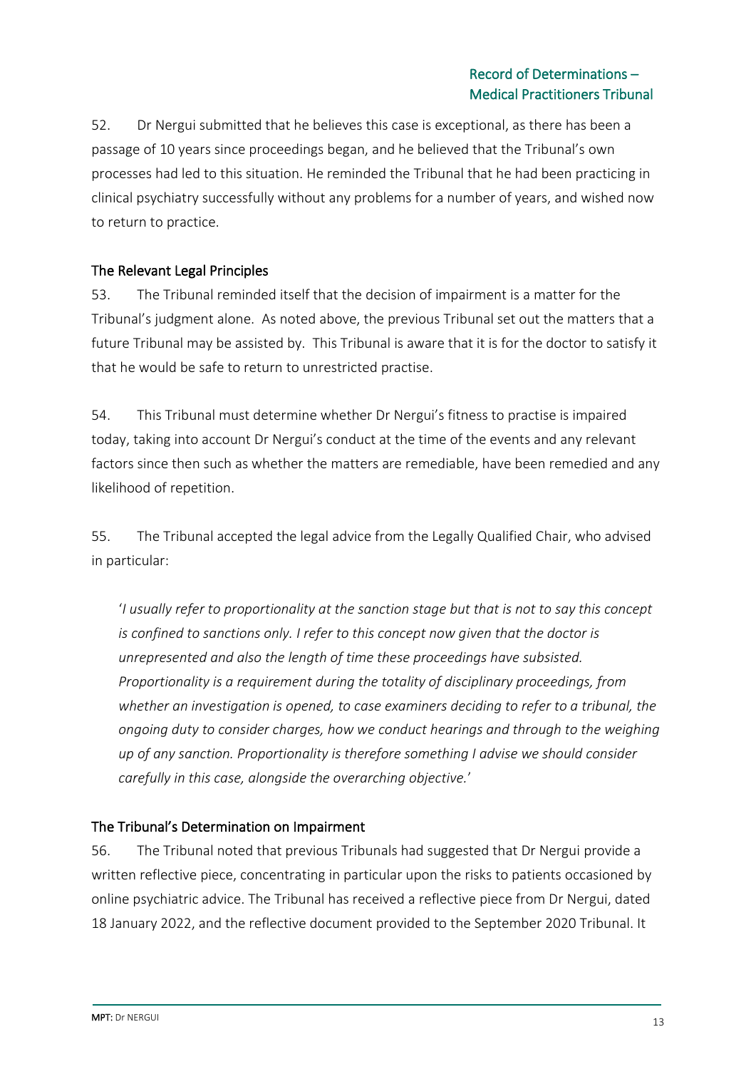52. Dr Nergui submitted that he believes this case is exceptional, as there has been a passage of 10 years since proceedings began, and he believed that the Tribunal's own processes had led to this situation. He reminded the Tribunal that he had been practicing in clinical psychiatry successfully without any problems for a number of years, and wished now to return to practice.

## The Relevant Legal Principles

53. The Tribunal reminded itself that the decision of impairment is a matter for the Tribunal's judgment alone. As noted above, the previous Tribunal set out the matters that a future Tribunal may be assisted by. This Tribunal is aware that it is for the doctor to satisfy it that he would be safe to return to unrestricted practise.

54. This Tribunal must determine whether Dr Nergui's fitness to practise is impaired today, taking into account Dr Nergui's conduct at the time of the events and any relevant factors since then such as whether the matters are remediable, have been remedied and any likelihood of repetition.

55. The Tribunal accepted the legal advice from the Legally Qualified Chair, who advised in particular:

> '*I usually refer to proportionality at the sanction stage but that is not to say this concept is confined to sanctions only. I refer to this concept now given that the doctor is unrepresented and also the length of time these proceedings have subsisted. Proportionality is a requirement during the totality of disciplinary proceedings, from whether an investigation is opened, to case examiners deciding to refer to a tribunal, the ongoing duty to consider charges, how we conduct hearings and through to the weighing up of any sanction. Proportionality is therefore something I advise we should consider carefully in this case, alongside the overarching objective.*'

## The Tribunal's Determination on Impairment

56. The Tribunal noted that previous Tribunals had suggested that Dr Nergui provide a written reflective piece, concentrating in particular upon the risks to patients occasioned by online psychiatric advice. The Tribunal has received a reflective piece from Dr Nergui, dated 18 January 2022, and the reflective document provided to the September 2020 Tribunal. It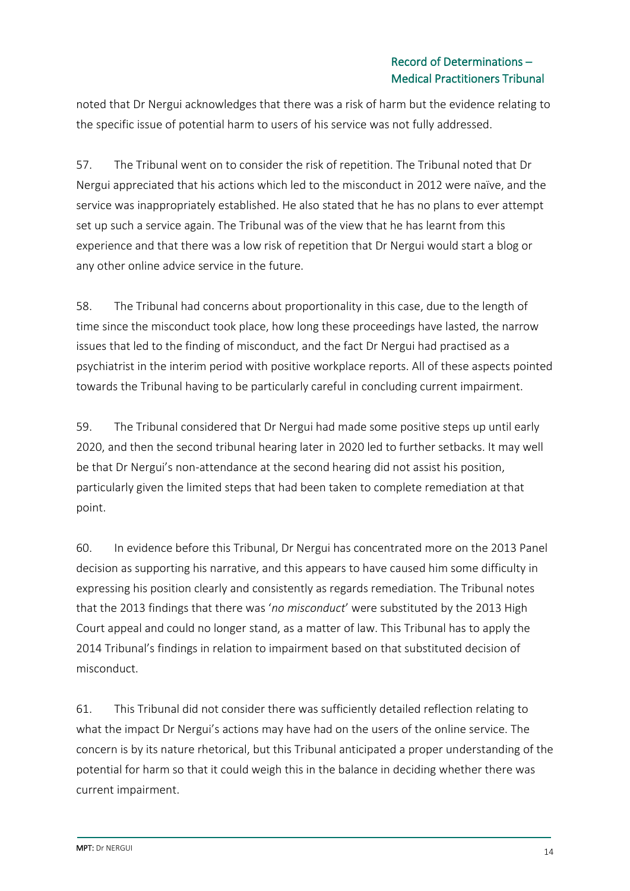noted that Dr Nergui acknowledges that there was a risk of harm but the evidence relating to the specific issue of potential harm to users of his service was not fully addressed.

57. The Tribunal went on to consider the risk of repetition. The Tribunal noted that Dr Nergui appreciated that his actions which led to the misconduct in 2012 were naïve, and the service was inappropriately established. He also stated that he has no plans to ever attempt set up such a service again. The Tribunal was of the view that he has learnt from this experience and that there was a low risk of repetition that Dr Nergui would start a blog or any other online advice service in the future.

58. The Tribunal had concerns about proportionality in this case, due to the length of time since the misconduct took place, how long these proceedings have lasted, the narrow issues that led to the finding of misconduct, and the fact Dr Nergui had practised as a psychiatrist in the interim period with positive workplace reports. All of these aspects pointed towards the Tribunal having to be particularly careful in concluding current impairment.

59. The Tribunal considered that Dr Nergui had made some positive steps up until early 2020, and then the second tribunal hearing later in 2020 led to further setbacks. It may well be that Dr Nergui's non-attendance at the second hearing did not assist his position, particularly given the limited steps that had been taken to complete remediation at that point.

60. In evidence before this Tribunal, Dr Nergui has concentrated more on the 2013 Panel decision as supporting his narrative, and this appears to have caused him some difficulty in expressing his position clearly and consistently as regards remediation. The Tribunal notes that the 2013 findings that there was '*no misconduct*' were substituted by the 2013 High Court appeal and could no longer stand, as a matter of law. This Tribunal has to apply the 2014 Tribunal's findings in relation to impairment based on that substituted decision of misconduct.

61. This Tribunal did not consider there was sufficiently detailed reflection relating to what the impact Dr Nergui's actions may have had on the users of the online service. The concern is by its nature rhetorical, but this Tribunal anticipated a proper understanding of the potential for harm so that it could weigh this in the balance in deciding whether there was current impairment.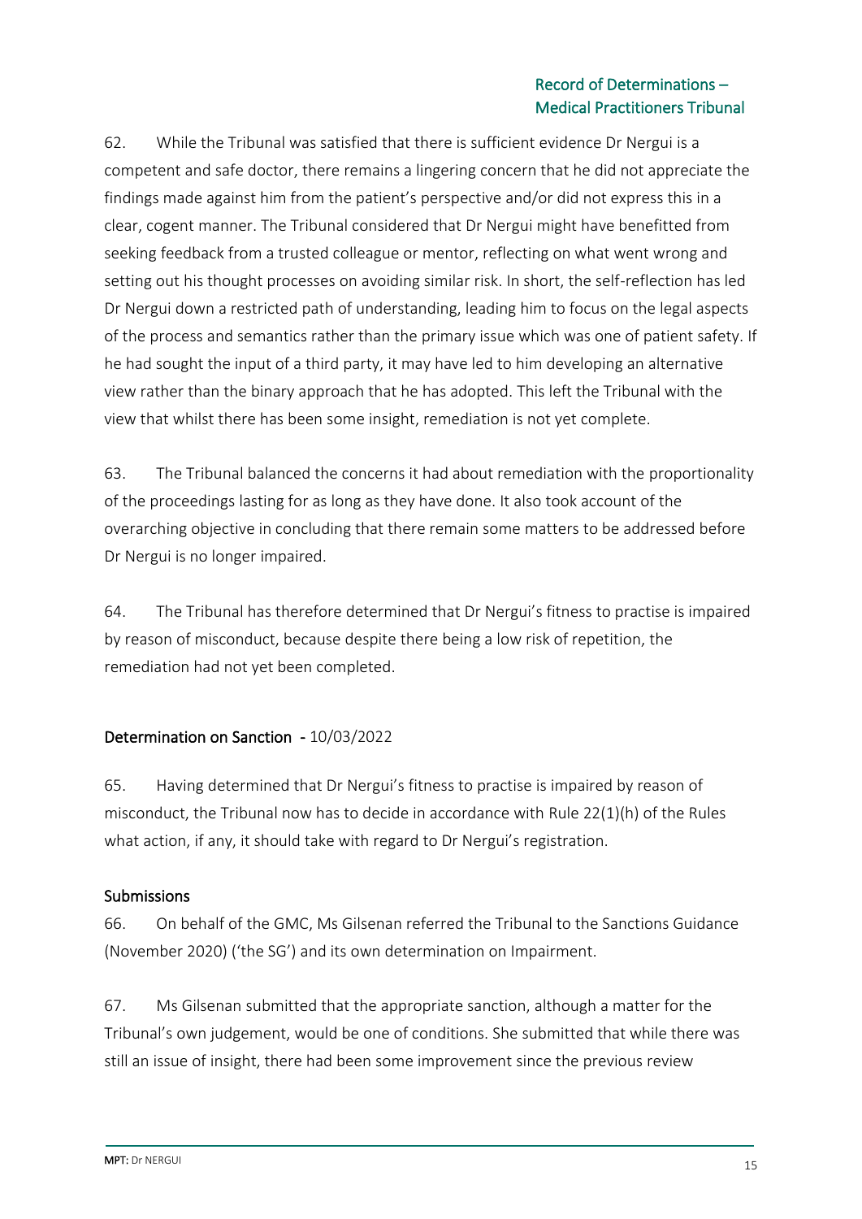62. While the Tribunal was satisfied that there is sufficient evidence Dr Nergui is a competent and safe doctor, there remains a lingering concern that he did not appreciate the findings made against him from the patient's perspective and/or did not express this in a clear, cogent manner. The Tribunal considered that Dr Nergui might have benefitted from seeking feedback from a trusted colleague or mentor, reflecting on what went wrong and setting out his thought processes on avoiding similar risk. In short, the self-reflection has led Dr Nergui down a restricted path of understanding, leading him to focus on the legal aspects of the process and semantics rather than the primary issue which was one of patient safety. If he had sought the input of a third party, it may have led to him developing an alternative view rather than the binary approach that he has adopted. This left the Tribunal with the view that whilst there has been some insight, remediation is not yet complete.

63. The Tribunal balanced the concerns it had about remediation with the proportionality of the proceedings lasting for as long as they have done. It also took account of the overarching objective in concluding that there remain some matters to be addressed before Dr Nergui is no longer impaired.

64. The Tribunal has therefore determined that Dr Nergui's fitness to practise is impaired by reason of misconduct, because despite there being a low risk of repetition, the remediation had not yet been completed.

## Determination on Sanction - 10/03/2022

65. Having determined that Dr Nergui's fitness to practise is impaired by reason of misconduct, the Tribunal now has to decide in accordance with Rule 22(1)(h) of the Rules what action, if any, it should take with regard to Dr Nergui's registration.

### Submissions

66. On behalf of the GMC, Ms Gilsenan referred the Tribunal to the Sanctions Guidance (November 2020) ('the SG') and its own determination on Impairment.

67. Ms Gilsenan submitted that the appropriate sanction, although a matter for the Tribunal's own judgement, would be one of conditions. She submitted that while there was still an issue of insight, there had been some improvement since the previous review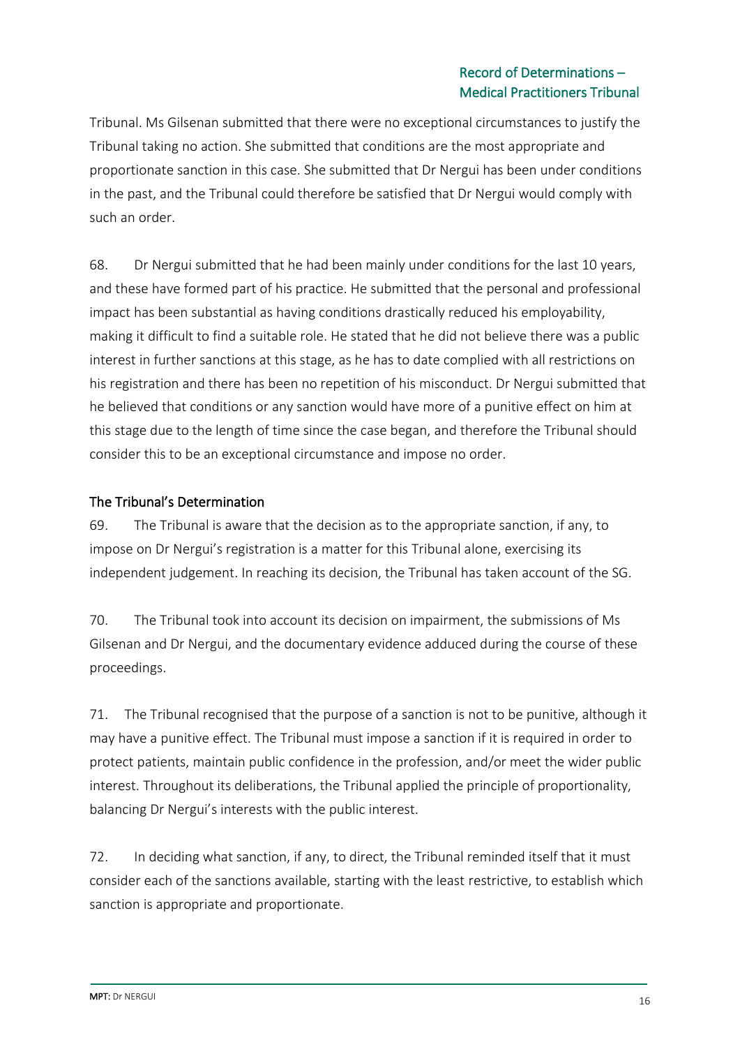Tribunal. Ms Gilsenan submitted that there were no exceptional circumstances to justify the Tribunal taking no action. She submitted that conditions are the most appropriate and proportionate sanction in this case. She submitted that Dr Nergui has been under conditions in the past, and the Tribunal could therefore be satisfied that Dr Nergui would comply with such an order.

68. Dr Nergui submitted that he had been mainly under conditions for the last 10 years, and these have formed part of his practice. He submitted that the personal and professional impact has been substantial as having conditions drastically reduced his employability, making it difficult to find a suitable role. He stated that he did not believe there was a public interest in further sanctions at this stage, as he has to date complied with all restrictions on his registration and there has been no repetition of his misconduct. Dr Nergui submitted that he believed that conditions or any sanction would have more of a punitive effect on him at this stage due to the length of time since the case began, and therefore the Tribunal should consider this to be an exceptional circumstance and impose no order.

## The Tribunal's Determination

69. The Tribunal is aware that the decision as to the appropriate sanction, if any, to impose on Dr Nergui's registration is a matter for this Tribunal alone, exercising its independent judgement. In reaching its decision, the Tribunal has taken account of the SG.

70. The Tribunal took into account its decision on impairment, the submissions of Ms Gilsenan and Dr Nergui, and the documentary evidence adduced during the course of these proceedings.

71. The Tribunal recognised that the purpose of a sanction is not to be punitive, although it may have a punitive effect. The Tribunal must impose a sanction if it is required in order to protect patients, maintain public confidence in the profession, and/or meet the wider public interest. Throughout its deliberations, the Tribunal applied the principle of proportionality, balancing Dr Nergui's interests with the public interest.

72. In deciding what sanction, if any, to direct, the Tribunal reminded itself that it must consider each of the sanctions available, starting with the least restrictive, to establish which sanction is appropriate and proportionate.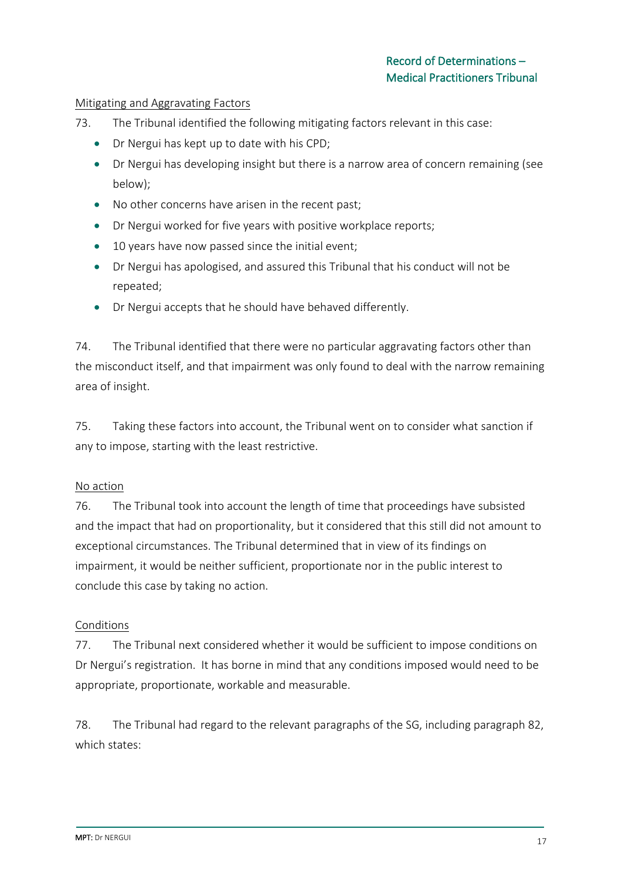Mitigating and Aggravating Factors

73. The Tribunal identified the following mitigating factors relevant in this case:

- Dr Nergui has kept up to date with his CPD;
- Dr Nergui has developing insight but there is a narrow area of concern remaining (see below);
- No other concerns have arisen in the recent past;
- Dr Nergui worked for five years with positive workplace reports;
- 10 years have now passed since the initial event;
- Dr Nergui has apologised, and assured this Tribunal that his conduct will not be repeated;
- Dr Nergui accepts that he should have behaved differently.

74. The Tribunal identified that there were no particular aggravating factors other than the misconduct itself, and that impairment was only found to deal with the narrow remaining area of insight.

75. Taking these factors into account, the Tribunal went on to consider what sanction if any to impose, starting with the least restrictive.

No action

76. The Tribunal took into account the length of time that proceedings have subsisted and the impact that had on proportionality, but it considered that this still did not amount to exceptional circumstances. The Tribunal determined that in view of its findings on impairment, it would be neither sufficient, proportionate nor in the public interest to conclude this case by taking no action.

Conditions

77. The Tribunal next considered whether it would be sufficient to impose conditions on Dr Nergui's registration. It has borne in mind that any conditions imposed would need to be appropriate, proportionate, workable and measurable.

78. The Tribunal had regard to the relevant paragraphs of the SG, including paragraph 82, which states: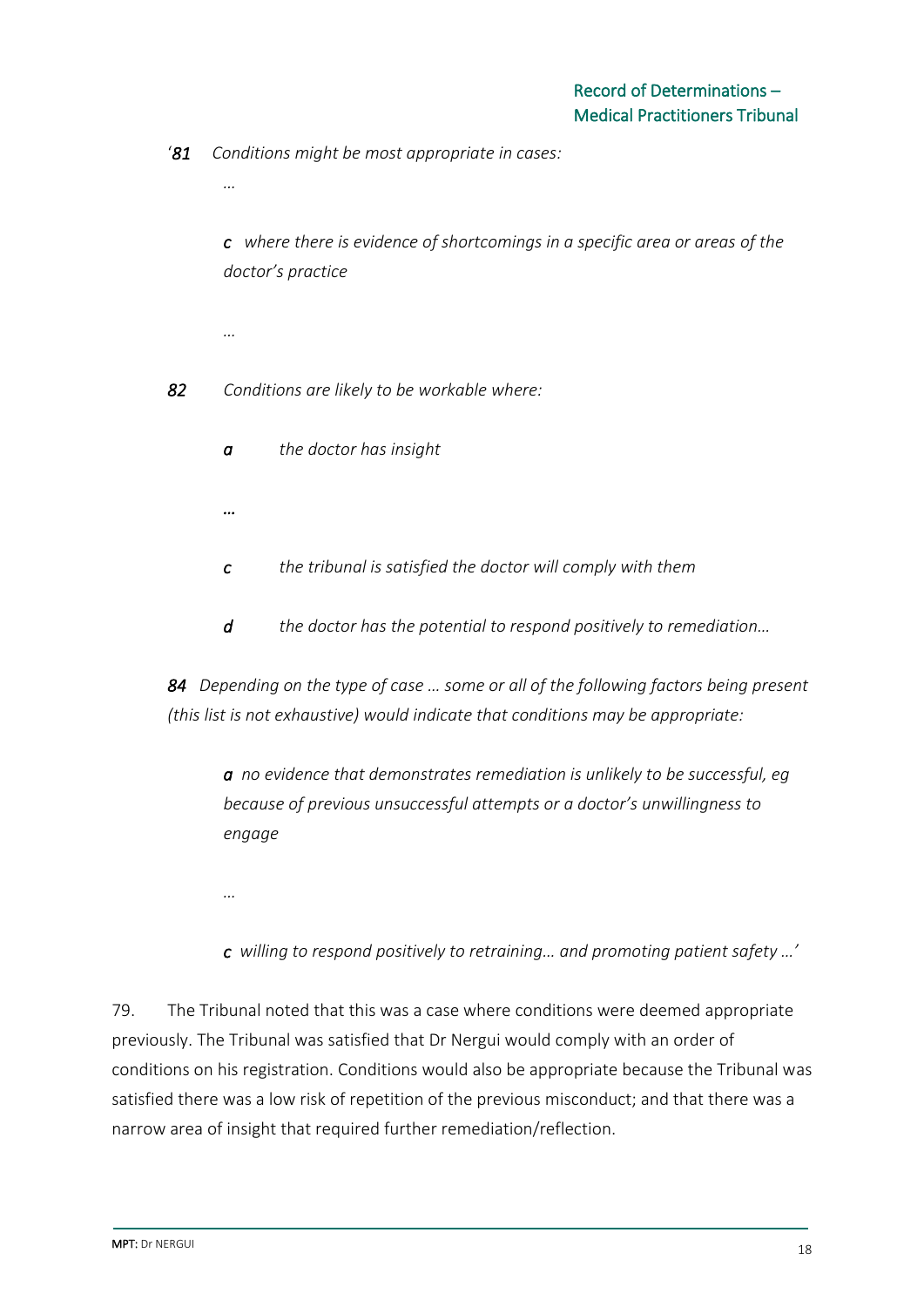'*81 Conditions might be most appropriate in cases:*

*...*

*c where there is evidence of shortcomings in a specific area or areas of the doctor's practice*

*...*

*82 Conditions are likely to be workable where:*

*a the doctor has insight*

*...*

*c the tribunal is satisfied the doctor will comply with them*

*d the doctor has the potential to respond positively to remediation...*

*84 Depending on the type of case ... some or all of the following factors being present (this list is not exhaustive) would indicate that conditions may be appropriate:*

*a no evidence that demonstrates remediation is unlikely to be successful, eg because of previous unsuccessful attempts or a doctor's unwillingness to engage*

*...*

*c willing to respond positively to retraining... and promoting patient safety ...'*

79. The Tribunal noted that this was a case where conditions were deemed appropriate previously. The Tribunal was satisfied that Dr Nergui would comply with an order of conditions on his registration. Conditions would also be appropriate because the Tribunal was satisfied there was a low risk of repetition of the previous misconduct; and that there was a narrow area of insight that required further remediation/reflection.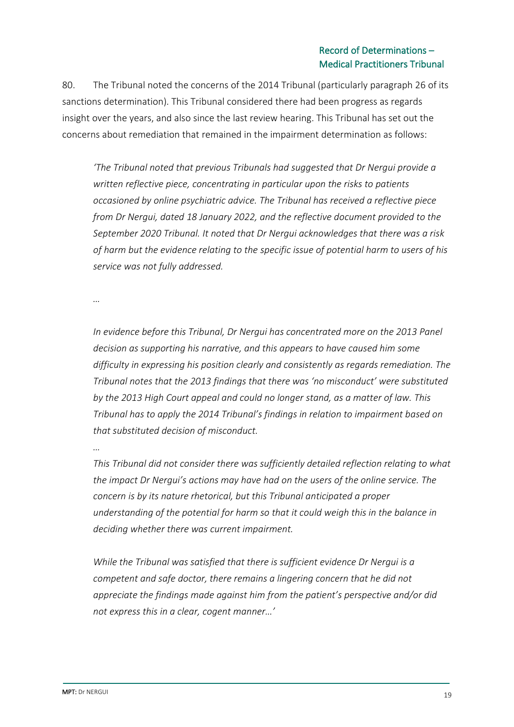80. The Tribunal noted the concerns of the 2014 Tribunal (particularly paragraph 26 of its sanctions determination). This Tribunal considered there had been progress as regards insight over the years, and also since the last review hearing. This Tribunal has set out the concerns about remediation that remained in the impairment determination as follows:

> *'The Tribunal noted that previous Tribunals had suggested that Dr Nergui provide a written reflective piece, concentrating in particular upon the risks to patients occasioned by online psychiatric advice. The Tribunal has received a reflective piece from Dr Nergui, dated 18 January 2022, and the reflective document provided to the September 2020 Tribunal. It noted that Dr Nergui acknowledges that there was a risk of harm but the evidence relating to the specific issue of potential harm to users of his service was not fully addressed.*
>
> *…*
>
> *In evidence before this Tribunal, Dr Nergui has concentrated more on the 2013 Panel decision as supporting his narrative, and this appears to have caused him some difficulty in expressing his position clearly and consistently as regards remediation. The Tribunal notes that the 2013 findings that there was 'no misconduct' were substituted by the 2013 High Court appeal and could no longer stand, as a matter of law. This Tribunal has to apply the 2014 Tribunal's findings in relation to impairment based on that substituted decision of misconduct.*
>
> *…*
>
> *This Tribunal did not consider there was sufficiently detailed reflection relating to what the impact Dr Nergui's actions may have had on the users of the online service. The concern is by its nature rhetorical, but this Tribunal anticipated a proper understanding of the potential for harm so that it could weigh this in the balance in deciding whether there was current impairment.*
>
> *While the Tribunal was satisfied that there is sufficient evidence Dr Nergui is a competent and safe doctor, there remains a lingering concern that he did not appreciate the findings made against him from the patient's perspective and/or did not express this in a clear, cogent manner…'*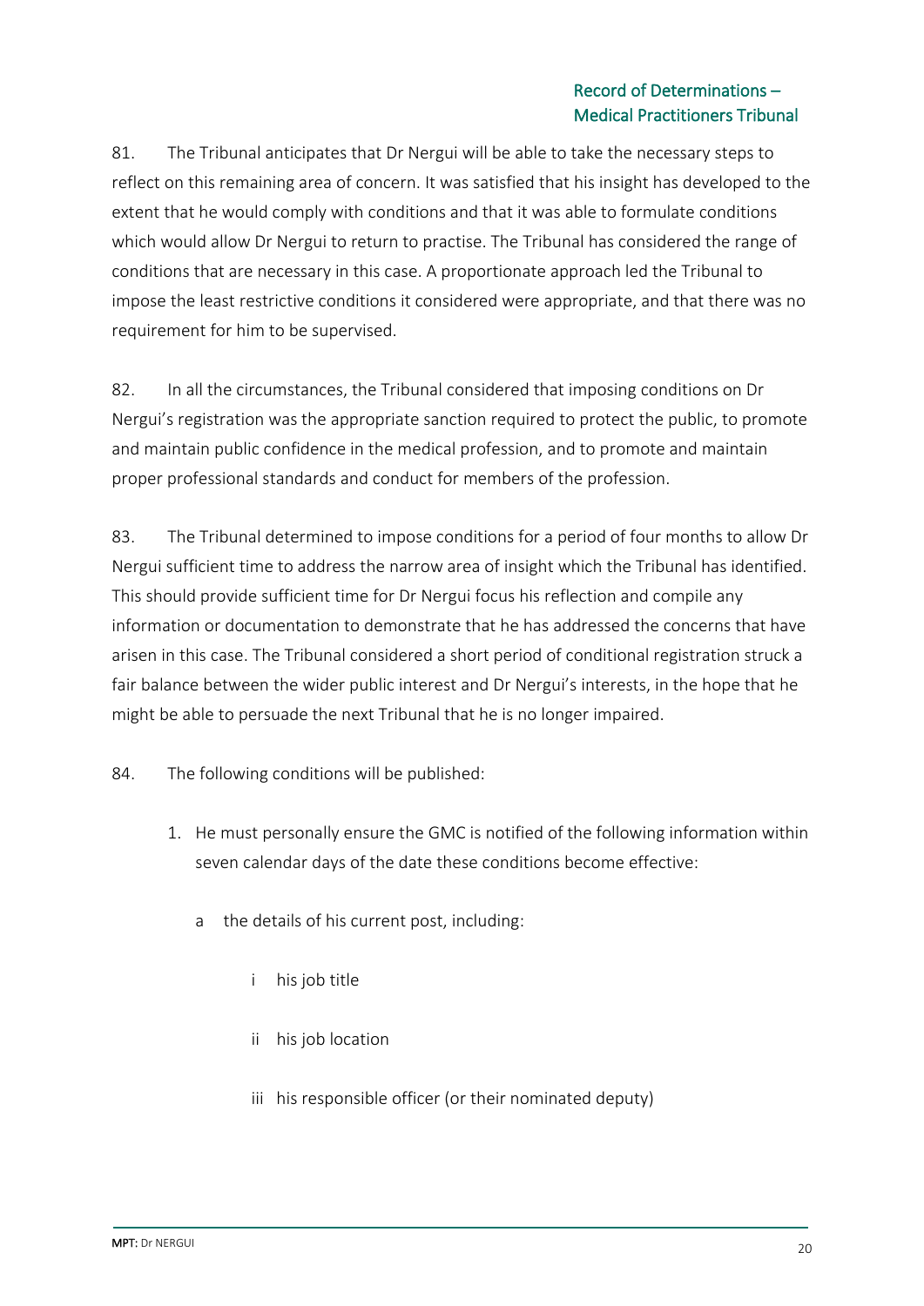81. The Tribunal anticipates that Dr Nergui will be able to take the necessary steps to reflect on this remaining area of concern. It was satisfied that his insight has developed to the extent that he would comply with conditions and that it was able to formulate conditions which would allow Dr Nergui to return to practise. The Tribunal has considered the range of conditions that are necessary in this case. A proportionate approach led the Tribunal to impose the least restrictive conditions it considered were appropriate, and that there was no requirement for him to be supervised.

82. In all the circumstances, the Tribunal considered that imposing conditions on Dr Nergui's registration was the appropriate sanction required to protect the public, to promote and maintain public confidence in the medical profession, and to promote and maintain proper professional standards and conduct for members of the profession.

83. The Tribunal determined to impose conditions for a period of four months to allow Dr Nergui sufficient time to address the narrow area of insight which the Tribunal has identified. This should provide sufficient time for Dr Nergui focus his reflection and compile any information or documentation to demonstrate that he has addressed the concerns that have arisen in this case. The Tribunal considered a short period of conditional registration struck a fair balance between the wider public interest and Dr Nergui's interests, in the hope that he might be able to persuade the next Tribunal that he is no longer impaired.

84. The following conditions will be published:

1. He must personally ensure the GMC is notified of the following information within seven calendar days of the date these conditions become effective:

   a the details of his current post, including:

      i his job title

      ii his job location

      iii his responsible officer (or their nominated deputy)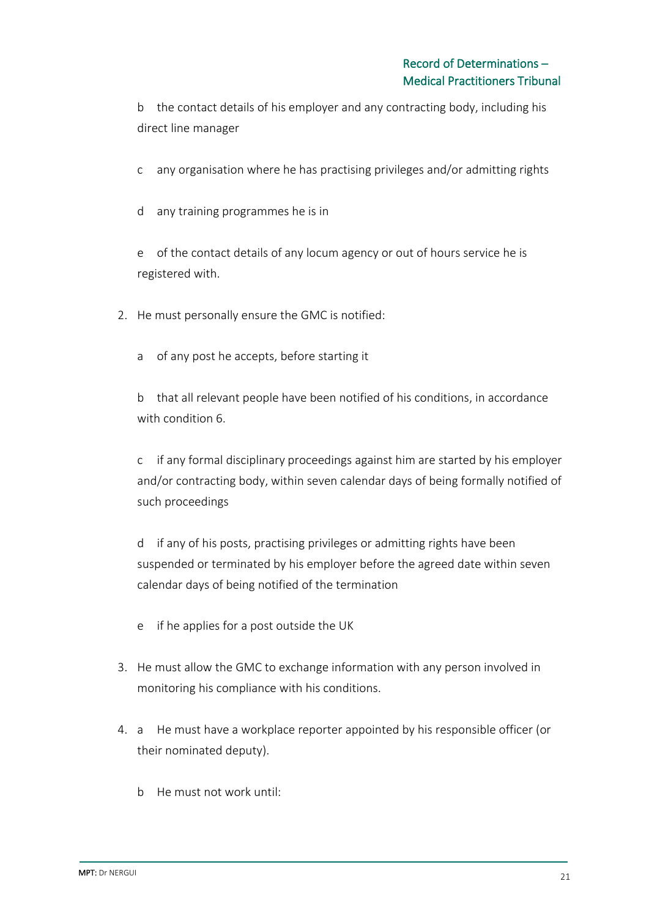b the contact details of his employer and any contracting body, including his direct line manager

c any organisation where he has practising privileges and/or admitting rights

d any training programmes he is in

e of the contact details of any locum agency or out of hours service he is registered with.

2. He must personally ensure the GMC is notified:

   a of any post he accepts, before starting it

   b that all relevant people have been notified of his conditions, in accordance with condition 6.

   c if any formal disciplinary proceedings against him are started by his employer and/or contracting body, within seven calendar days of being formally notified of such proceedings

   d if any of his posts, practising privileges or admitting rights have been suspended or terminated by his employer before the agreed date within seven calendar days of being notified of the termination

   e if he applies for a post outside the UK

3. He must allow the GMC to exchange information with any person involved in monitoring his compliance with his conditions.

4. a He must have a workplace reporter appointed by his responsible officer (or their nominated deputy).

   b He must not work until: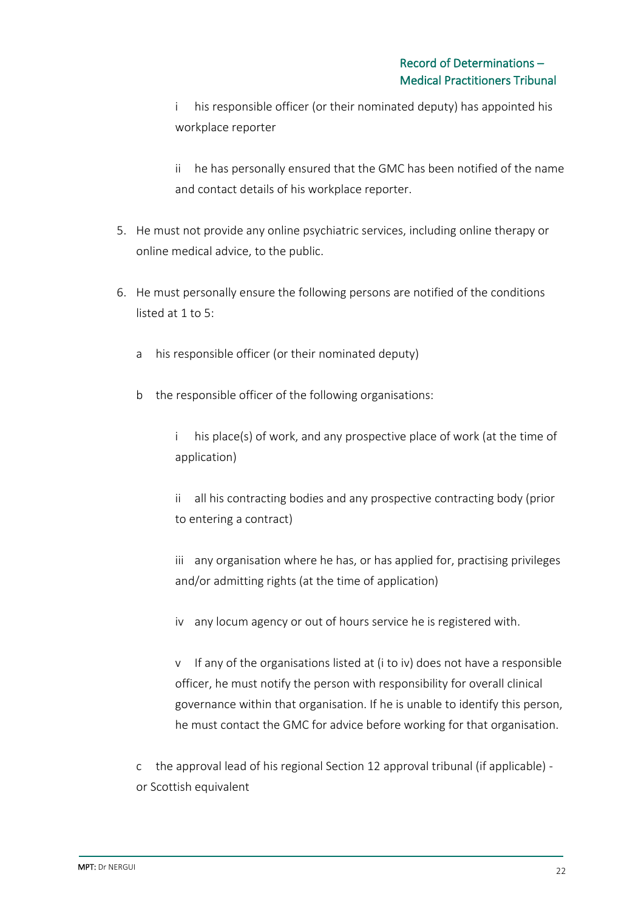i his responsible officer (or their nominated deputy) has appointed his workplace reporter

ii he has personally ensured that the GMC has been notified of the name and contact details of his workplace reporter.

5. He must not provide any online psychiatric services, including online therapy or online medical advice, to the public.

6. He must personally ensure the following persons are notified of the conditions listed at 1 to 5:

   a his responsible officer (or their nominated deputy)

   b the responsible officer of the following organisations:

      i his place(s) of work, and any prospective place of work (at the time of application)

      ii all his contracting bodies and any prospective contracting body (prior to entering a contract)

      iii any organisation where he has, or has applied for, practising privileges and/or admitting rights (at the time of application)

      iv any locum agency or out of hours service he is registered with.

      v If any of the organisations listed at (i to iv) does not have a responsible officer, he must notify the person with responsibility for overall clinical governance within that organisation. If he is unable to identify this person, he must contact the GMC for advice before working for that organisation.

   c the approval lead of his regional Section 12 approval tribunal (if applicable) - or Scottish equivalent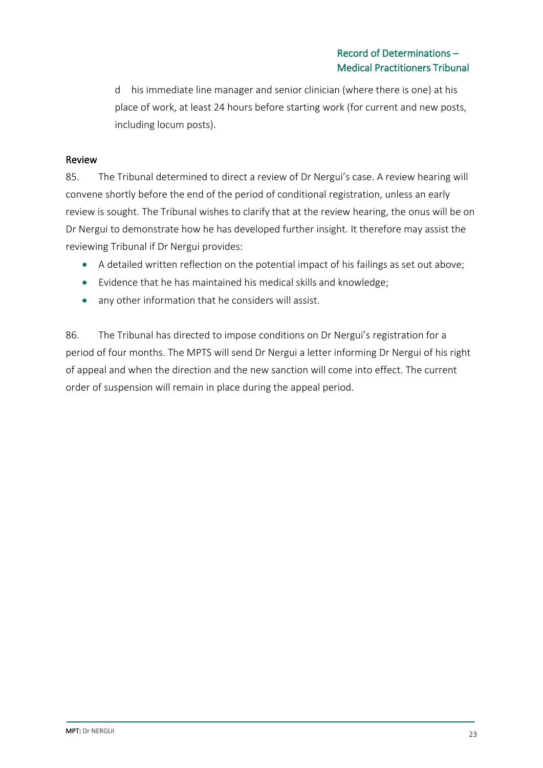d his immediate line manager and senior clinician (where there is one) at his place of work, at least 24 hours before starting work (for current and new posts, including locum posts).

## Review

85. The Tribunal determined to direct a review of Dr Nergui's case. A review hearing will convene shortly before the end of the period of conditional registration, unless an early review is sought. The Tribunal wishes to clarify that at the review hearing, the onus will be on Dr Nergui to demonstrate how he has developed further insight. It therefore may assist the reviewing Tribunal if Dr Nergui provides:

- A detailed written reflection on the potential impact of his failings as set out above;
- Evidence that he has maintained his medical skills and knowledge;
- any other information that he considers will assist.

86. The Tribunal has directed to impose conditions on Dr Nergui's registration for a period of four months. The MPTS will send Dr Nergui a letter informing Dr Nergui of his right of appeal and when the direction and the new sanction will come into effect. The current order of suspension will remain in place during the appeal period.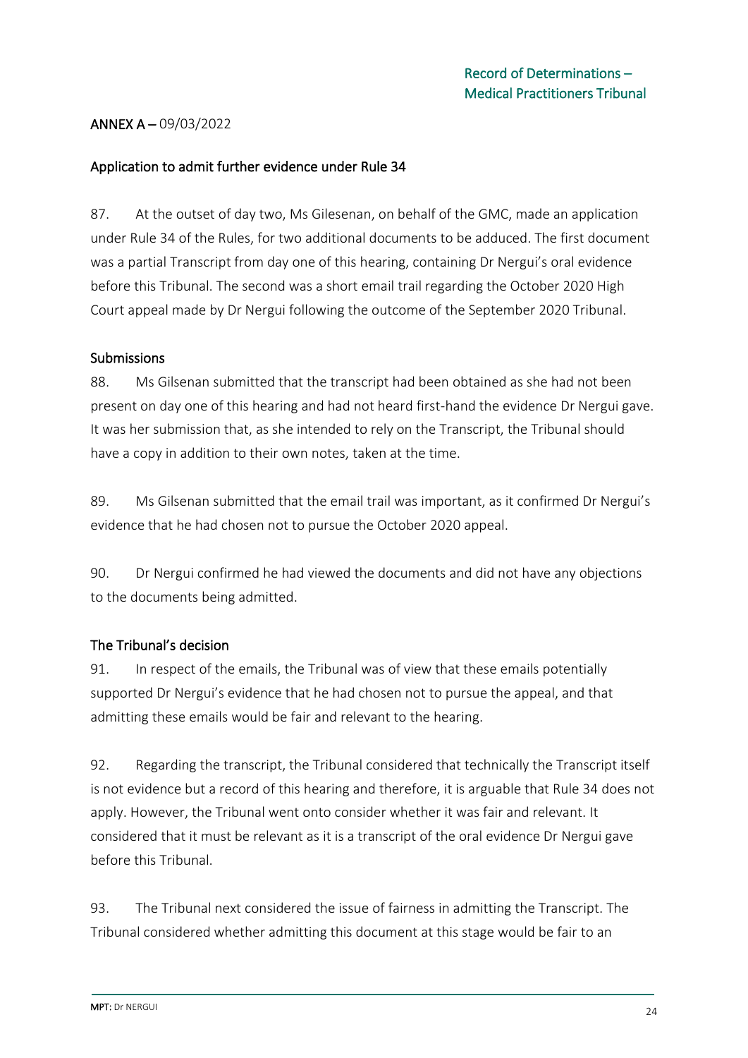**ANNEX A –** 09/03/2022

## Application to admit further evidence under Rule 34

87. At the outset of day two, Ms Gilesenan, on behalf of the GMC, made an application under Rule 34 of the Rules, for two additional documents to be adduced. The first document was a partial Transcript from day one of this hearing, containing Dr Nergui's oral evidence before this Tribunal. The second was a short email trail regarding the October 2020 High Court appeal made by Dr Nergui following the outcome of the September 2020 Tribunal.

### Submissions

88. Ms Gilsenan submitted that the transcript had been obtained as she had not been present on day one of this hearing and had not heard first-hand the evidence Dr Nergui gave. It was her submission that, as she intended to rely on the Transcript, the Tribunal should have a copy in addition to their own notes, taken at the time.

89. Ms Gilsenan submitted that the email trail was important, as it confirmed Dr Nergui's evidence that he had chosen not to pursue the October 2020 appeal.

90. Dr Nergui confirmed he had viewed the documents and did not have any objections to the documents being admitted.

### The Tribunal's decision

91. In respect of the emails, the Tribunal was of view that these emails potentially supported Dr Nergui's evidence that he had chosen not to pursue the appeal, and that admitting these emails would be fair and relevant to the hearing.

92. Regarding the transcript, the Tribunal considered that technically the Transcript itself is not evidence but a record of this hearing and therefore, it is arguable that Rule 34 does not apply. However, the Tribunal went onto consider whether it was fair and relevant. It considered that it must be relevant as it is a transcript of the oral evidence Dr Nergui gave before this Tribunal.

93. The Tribunal next considered the issue of fairness in admitting the Transcript. The Tribunal considered whether admitting this document at this stage would be fair to an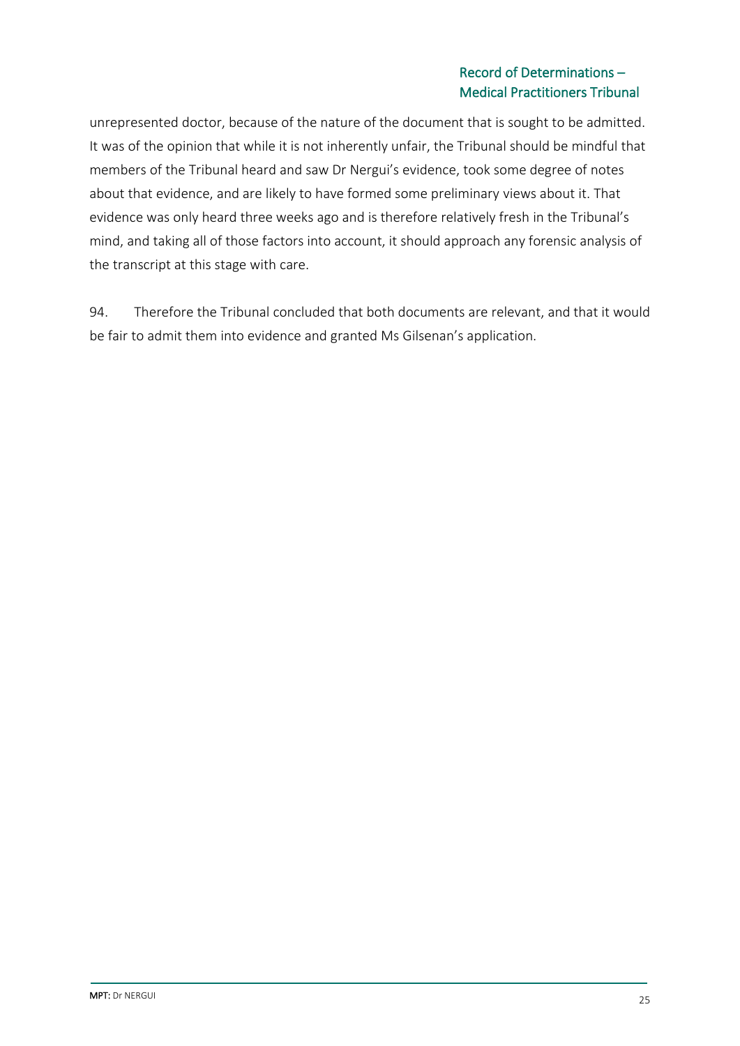unrepresented doctor, because of the nature of the document that is sought to be admitted. It was of the opinion that while it is not inherently unfair, the Tribunal should be mindful that members of the Tribunal heard and saw Dr Nergui's evidence, took some degree of notes about that evidence, and are likely to have formed some preliminary views about it. That evidence was only heard three weeks ago and is therefore relatively fresh in the Tribunal's mind, and taking all of those factors into account, it should approach any forensic analysis of the transcript at this stage with care.

94. Therefore the Tribunal concluded that both documents are relevant, and that it would be fair to admit them into evidence and granted Ms Gilsenan's application.